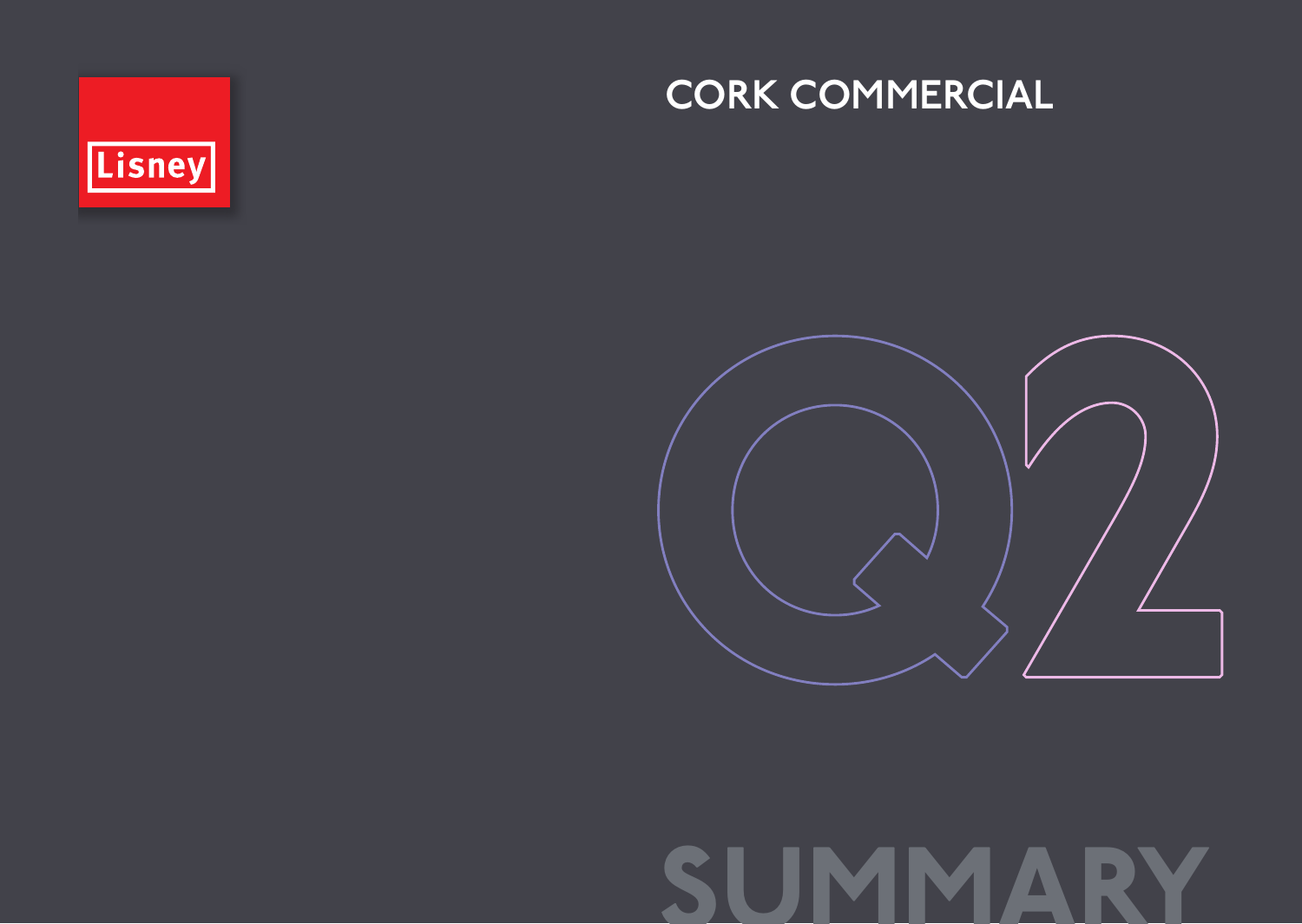Lisney

# CORK COMMERCIAL

# Q2

# SUMMARY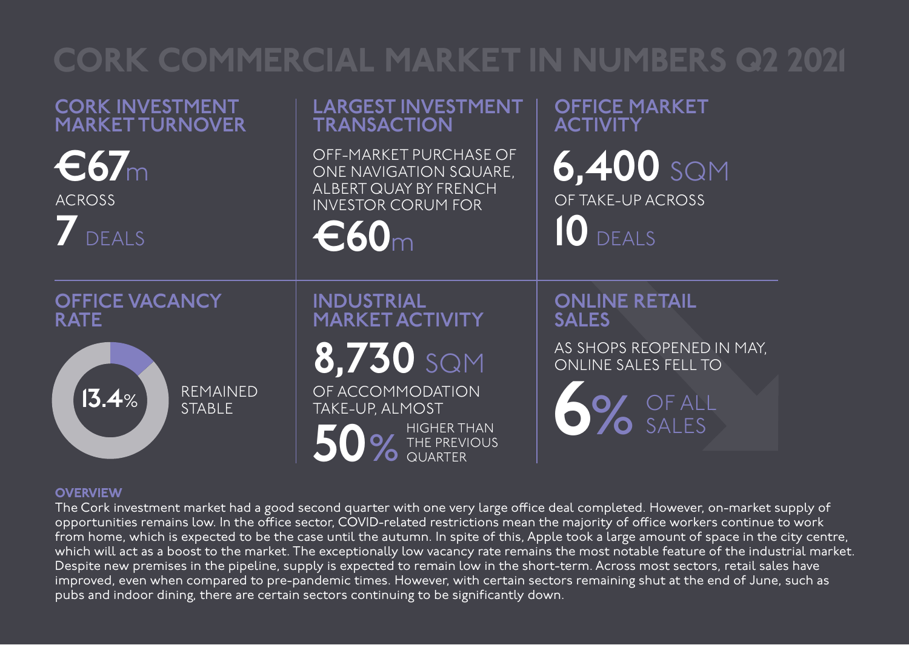# CORK COMMERCIAL MARKET IN NUMBERS Q2 2021

## CORK INVESTMENT MARKET TURNOVER

**€67m**

ACROSS

**7** DEALS

## LARGEST INVESTMENT TRANSACTION

OFF-MARKET PURCHASE OF ONE NAVIGATION SQUARE, ALBERT QUAY BY FRENCH INVESTOR CORUM FOR

**€60m**

## OFFICE MARKET ACTIVITY

**6,400** SQM

OF TAKE-UP ACROSS

**10** DEALS

## OFFICE VACANCY RATE

**13.4%**

REMAINED STABLE

## INDUSTRIAL MARKET ACTIVITY

**8,730** SQM

OF ACCOMMODATION TAKE-UP, ALMOST

**50%** HIGHER THAN THE PREVIOUS QUARTER

## ONLINE RETAIL SALES

AS SHOPS REOPENED IN MAY, ONLINE SALES FELL TO

**6%** OF ALL SALES

### OVERVIEW

The Cork investment market had a good second quarter with one very large office deal completed. However, on-market supply of opportunities remains low. In the office sector, COVID-related restrictions mean the majority of office workers continue to work from home, which is expected to be the case until the autumn. In spite of this, Apple took a large amount of space in the city centre, which will act as a boost to the market. The exceptionally low vacancy rate remains the most notable feature of the industrial market. Despite new premises in the pipeline, supply is expected to remain low in the short-term. Across most sectors, retail sales have improved, even when compared to pre-pandemic times. However, with certain sectors remaining shut at the end of June, such as pubs and indoor dining, there are certain sectors continuing to be significantly down.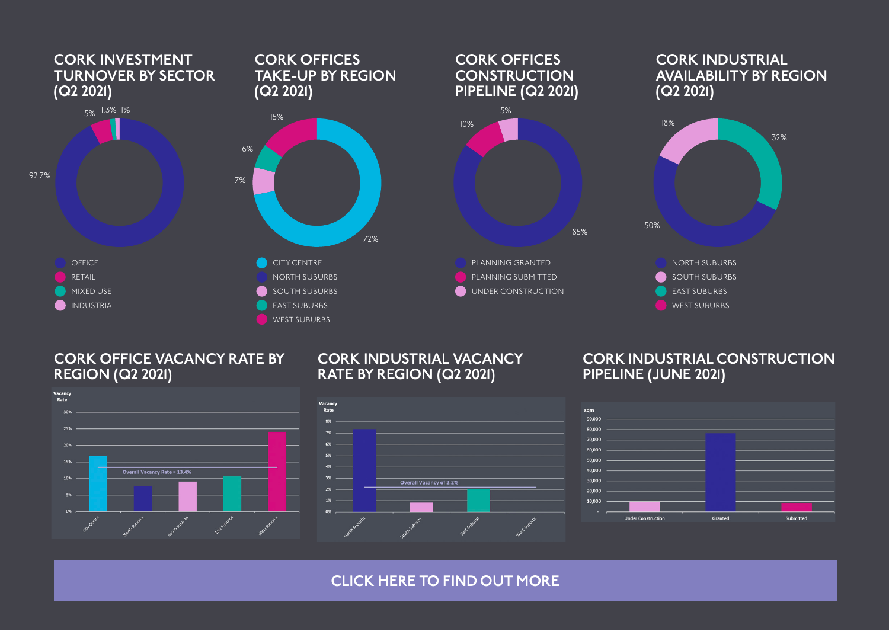## CORK INVESTMENT TURNOVER BY SECTOR (Q2 2021)

- OFFICE: 92.7%
- RETAIL: 5%
- MIXED USE: 1.3%
- INDUSTRIAL: 1%

## CORK OFFICES TAKE-UP BY REGION (Q2 2021)

- CITY CENTRE: 72%
- NORTH SUBURBS
- SOUTH SUBURBS: 7%
- EAST SUBURBS: 6%
- WEST SUBURBS: 15%

## CORK OFFICES CONSTRUCTION PIPELINE (Q2 2021)

- PLANNING GRANTED: 85%
- PLANNING SUBMITTED: 10%
- UNDER CONSTRUCTION: 5%

## CORK INDUSTRIAL AVAILABILITY BY REGION (Q2 2021)

- NORTH SUBURBS: 50%
- SOUTH SUBURBS: 18%
- EAST SUBURBS: 32%
- WEST SUBURBS

## CORK OFFICE VACANCY RATE BY REGION (Q2 2021)

Vacancy Rate

Overall Vacancy Rate = 13.4%

City Centre, North Suburbs, South Suburbs, East Suburbs, West Suburbs

## CORK INDUSTRIAL VACANCY RATE BY REGION (Q2 2021)

Vacancy Rate

Overall Vacancy of 2.2%

North Suburbs, South Suburbs, East Suburbs, West Suburbs

## CORK INDUSTRIAL CONSTRUCTION PIPELINE (JUNE 2021)

sqm

Under Construction, Granted, Submitted

CLICK HERE TO FIND OUT MORE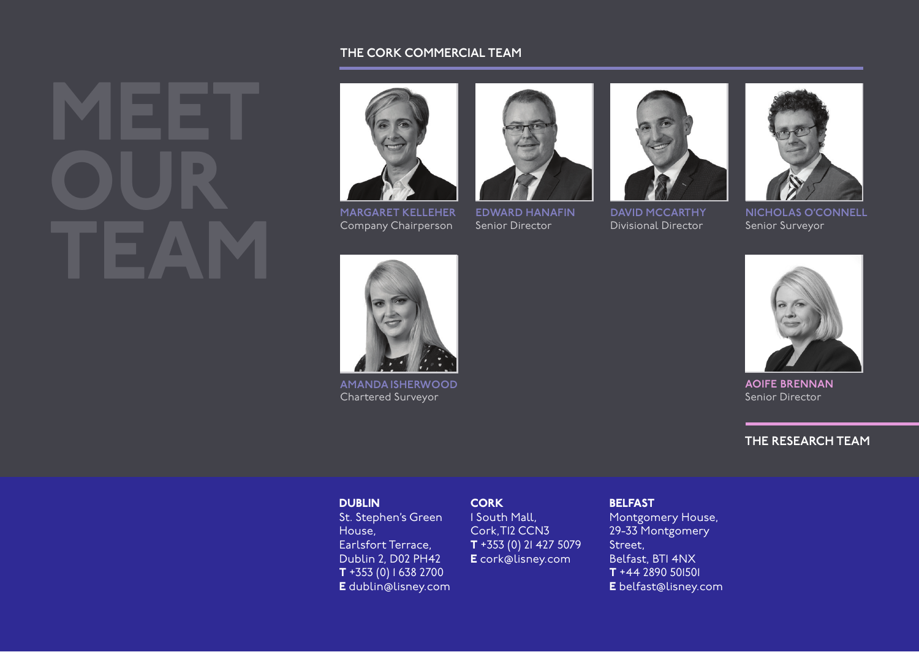# MEET OUR TEAM

## THE CORK COMMERCIAL TEAM

**MARGARET KELLEHER**
Company Chairperson

**EDWARD HANAFIN**
Senior Director

**DAVID MCCARTHY**
Divisional Director

**NICHOLAS O'CONNELL**
Senior Surveyor

**AMANDA ISHERWOOD**
Chartered Surveyor

## THE RESEARCH TEAM

**AOIFE BRENNAN**
Senior Director

**DUBLIN**
St. Stephen's Green House,
Earlsfort Terrace,
Dublin 2, D02 PH42
**T** +353 (0) 1 638 2700
**E** dublin@lisney.com

**CORK**
1 South Mall,
Cork, T12 CCN3
**T** +353 (0) 21 427 5079
**E** cork@lisney.com

**BELFAST**
Montgomery House,
29-33 Montgomery Street,
Belfast, BT1 4NX
**T** +44 2890 501501
**E** belfast@lisney.com